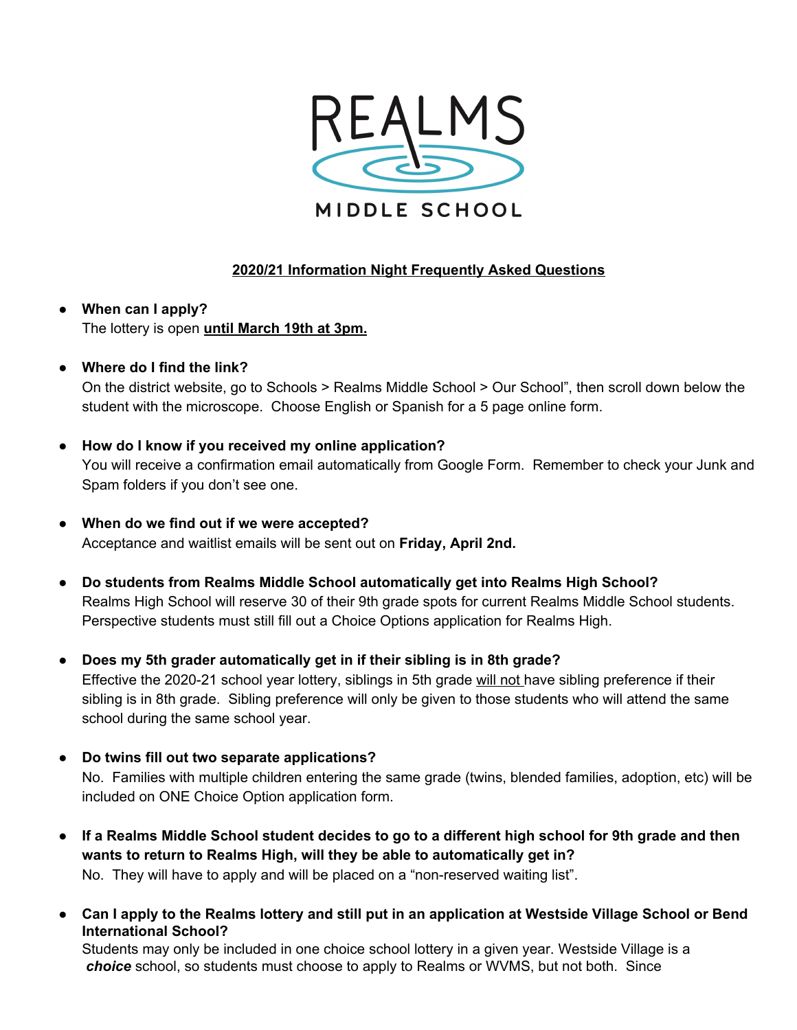# REALMS MIDDLE SCHOOL

**<u>2020/21 Information Night Frequently Asked Questions</u>**

- **When can I apply?**
  The lottery is open **<u>until March 19th at 3pm.</u>**

- **Where do I find the link?**
  On the district website, go to Schools > Realms Middle School > Our School", then scroll down below the student with the microscope. Choose English or Spanish for a 5 page online form.

- **How do I know if you received my online application?**
  You will receive a confirmation email automatically from Google Form. Remember to check your Junk and Spam folders if you don't see one.

- **When do we find out if we were accepted?**
  Acceptance and waitlist emails will be sent out on **Friday, April 2nd.**

- **Do students from Realms Middle School automatically get into Realms High School?**
  Realms High School will reserve 30 of their 9th grade spots for current Realms Middle School students. Perspective students must still fill out a Choice Options application for Realms High.

- **Does my 5th grader automatically get in if their sibling is in 8th grade?**
  Effective the 2020-21 school year lottery, siblings in 5th grade <u>will not</u> have sibling preference if their sibling is in 8th grade. Sibling preference will only be given to those students who will attend the same school during the same school year.

- **Do twins fill out two separate applications?**
  No. Families with multiple children entering the same grade (twins, blended families, adoption, etc) will be included on ONE Choice Option application form.

- **If a Realms Middle School student decides to go to a different high school for 9th grade and then wants to return to Realms High, will they be able to automatically get in?**
  No. They will have to apply and will be placed on a "non-reserved waiting list".

- **Can I apply to the Realms lottery and still put in an application at Westside Village School or Bend International School?**
  Students may only be included in one choice school lottery in a given year. Westside Village is a ***choice*** school, so students must choose to apply to Realms or WVMS, but not both. Since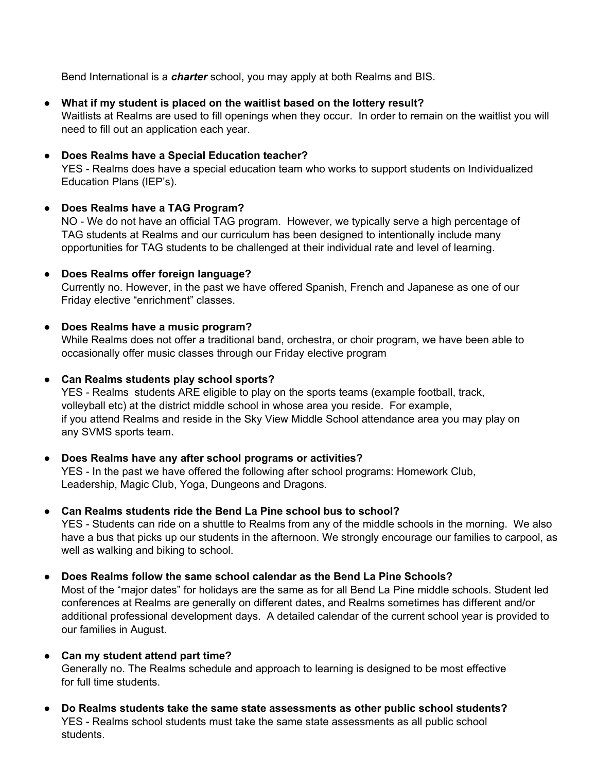Bend International is a ***charter*** school, you may apply at both Realms and BIS.

- **What if my student is placed on the waitlist based on the lottery result?**
  Waitlists at Realms are used to fill openings when they occur. In order to remain on the waitlist you will need to fill out an application each year.

- **Does Realms have a Special Education teacher?**
  YES - Realms does have a special education team who works to support students on Individualized Education Plans (IEP's).

- **Does Realms have a TAG Program?**
  NO - We do not have an official TAG program. However, we typically serve a high percentage of TAG students at Realms and our curriculum has been designed to intentionally include many opportunities for TAG students to be challenged at their individual rate and level of learning.

- **Does Realms offer foreign language?**
  Currently no. However, in the past we have offered Spanish, French and Japanese as one of our Friday elective "enrichment" classes.

- **Does Realms have a music program?**
  While Realms does not offer a traditional band, orchestra, or choir program, we have been able to occasionally offer music classes through our Friday elective program

- **Can Realms students play school sports?**
  YES - Realms students ARE eligible to play on the sports teams (example football, track, volleyball etc) at the district middle school in whose area you reside. For example, if you attend Realms and reside in the Sky View Middle School attendance area you may play on any SVMS sports team.

- **Does Realms have any after school programs or activities?**
  YES - In the past we have offered the following after school programs: Homework Club, Leadership, Magic Club, Yoga, Dungeons and Dragons.

- **Can Realms students ride the Bend La Pine school bus to school?**
  YES - Students can ride on a shuttle to Realms from any of the middle schools in the morning. We also have a bus that picks up our students in the afternoon. We strongly encourage our families to carpool, as well as walking and biking to school.

- **Does Realms follow the same school calendar as the Bend La Pine Schools?**
  Most of the "major dates" for holidays are the same as for all Bend La Pine middle schools. Student led conferences at Realms are generally on different dates, and Realms sometimes has different and/or additional professional development days. A detailed calendar of the current school year is provided to our families in August.

- **Can my student attend part time?**
  Generally no. The Realms schedule and approach to learning is designed to be most effective for full time students.

- **Do Realms students take the same state assessments as other public school students?**
  YES - Realms school students must take the same state assessments as all public school students.